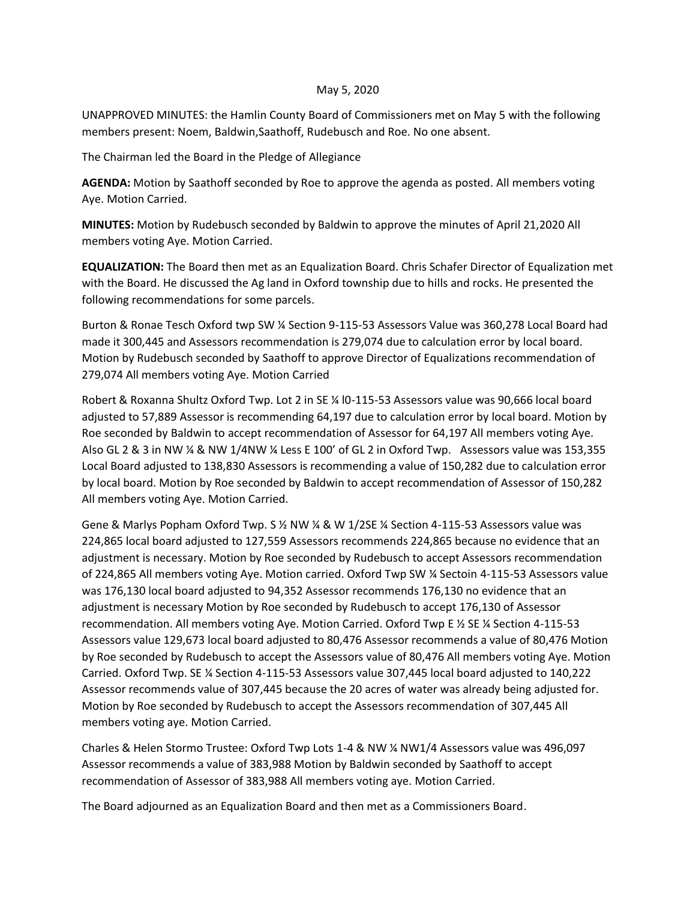May 5, 2020

UNAPPROVED MINUTES: the Hamlin County Board of Commissioners met on May 5 with the following members present: Noem, Baldwin,Saathoff, Rudebusch and Roe. No one absent.

The Chairman led the Board in the Pledge of Allegiance

**AGENDA:** Motion by Saathoff seconded by Roe to approve the agenda as posted. All members voting Aye. Motion Carried.

**MINUTES:** Motion by Rudebusch seconded by Baldwin to approve the minutes of April 21,2020 All members voting Aye. Motion Carried.

**EQUALIZATION:** The Board then met as an Equalization Board. Chris Schafer Director of Equalization met with the Board. He discussed the Ag land in Oxford township due to hills and rocks. He presented the following recommendations for some parcels.

Burton & Ronae Tesch Oxford twp SW ¼ Section 9-115-53 Assessors Value was 360,278 Local Board had made it 300,445 and Assessors recommendation is 279,074 due to calculation error by local board. Motion by Rudebusch seconded by Saathoff to approve Director of Equalizations recommendation of 279,074 All members voting Aye. Motion Carried

Robert & Roxanna Shultz Oxford Twp. Lot 2 in SE ¼ l0-115-53 Assessors value was 90,666 local board adjusted to 57,889 Assessor is recommending 64,197 due to calculation error by local board. Motion by Roe seconded by Baldwin to accept recommendation of Assessor for 64,197 All members voting Aye. Also GL 2 & 3 in NW ¼ & NW 1/4NW ¼ Less E 100' of GL 2 in Oxford Twp. Assessors value was 153,355 Local Board adjusted to 138,830 Assessors is recommending a value of 150,282 due to calculation error by local board. Motion by Roe seconded by Baldwin to accept recommendation of Assessor of 150,282 All members voting Aye. Motion Carried.

Gene & Marlys Popham Oxford Twp. S ½ NW ¼ & W 1/2SE ¼ Section 4-115-53 Assessors value was 224,865 local board adjusted to 127,559 Assessors recommends 224,865 because no evidence that an adjustment is necessary. Motion by Roe seconded by Rudebusch to accept Assessors recommendation of 224,865 All members voting Aye. Motion carried. Oxford Twp SW ¼ Sectoin 4-115-53 Assessors value was 176,130 local board adjusted to 94,352 Assessor recommends 176,130 no evidence that an adjustment is necessary Motion by Roe seconded by Rudebusch to accept 176,130 of Assessor recommendation. All members voting Aye. Motion Carried. Oxford Twp E ½ SE ¼ Section 4-115-53 Assessors value 129,673 local board adjusted to 80,476 Assessor recommends a value of 80,476 Motion by Roe seconded by Rudebusch to accept the Assessors value of 80,476 All members voting Aye. Motion Carried. Oxford Twp. SE ¼ Section 4-115-53 Assessors value 307,445 local board adjusted to 140,222 Assessor recommends value of 307,445 because the 20 acres of water was already being adjusted for. Motion by Roe seconded by Rudebusch to accept the Assessors recommendation of 307,445 All members voting aye. Motion Carried.

Charles & Helen Stormo Trustee: Oxford Twp Lots 1-4 & NW ¼ NW1/4 Assessors value was 496,097 Assessor recommends a value of 383,988 Motion by Baldwin seconded by Saathoff to accept recommendation of Assessor of 383,988 All members voting aye. Motion Carried.

The Board adjourned as an Equalization Board and then met as a Commissioners Board.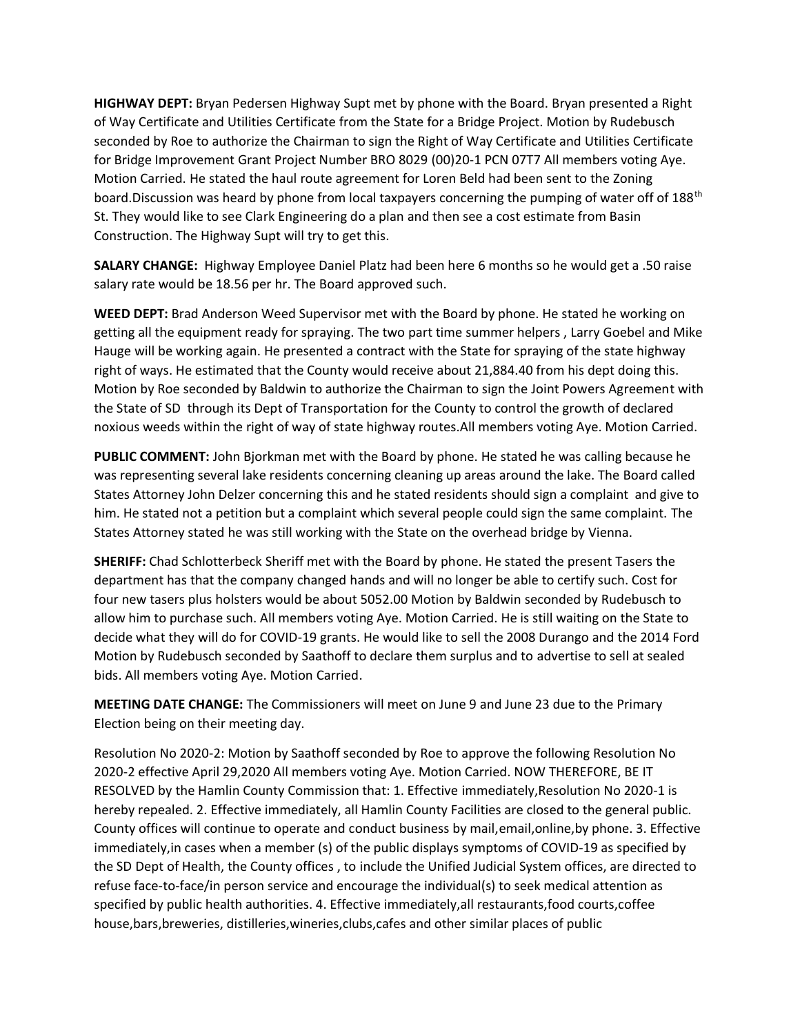**HIGHWAY DEPT:** Bryan Pedersen Highway Supt met by phone with the Board. Bryan presented a Right of Way Certificate and Utilities Certificate from the State for a Bridge Project. Motion by Rudebusch seconded by Roe to authorize the Chairman to sign the Right of Way Certificate and Utilities Certificate for Bridge Improvement Grant Project Number BRO 8029 (00)20-1 PCN 07T7 All members voting Aye. Motion Carried. He stated the haul route agreement for Loren Beld had been sent to the Zoning board.Discussion was heard by phone from local taxpayers concerning the pumping of water off of 188th St. They would like to see Clark Engineering do a plan and then see a cost estimate from Basin Construction. The Highway Supt will try to get this.

**SALARY CHANGE:** Highway Employee Daniel Platz had been here 6 months so he would get a .50 raise salary rate would be 18.56 per hr. The Board approved such.

**WEED DEPT:** Brad Anderson Weed Supervisor met with the Board by phone. He stated he working on getting all the equipment ready for spraying. The two part time summer helpers , Larry Goebel and Mike Hauge will be working again. He presented a contract with the State for spraying of the state highway right of ways. He estimated that the County would receive about 21,884.40 from his dept doing this. Motion by Roe seconded by Baldwin to authorize the Chairman to sign the Joint Powers Agreement with the State of SD through its Dept of Transportation for the County to control the growth of declared noxious weeds within the right of way of state highway routes.All members voting Aye. Motion Carried.

**PUBLIC COMMENT:** John Bjorkman met with the Board by phone. He stated he was calling because he was representing several lake residents concerning cleaning up areas around the lake. The Board called States Attorney John Delzer concerning this and he stated residents should sign a complaint and give to him. He stated not a petition but a complaint which several people could sign the same complaint. The States Attorney stated he was still working with the State on the overhead bridge by Vienna.

**SHERIFF:** Chad Schlotterbeck Sheriff met with the Board by phone. He stated the present Tasers the department has that the company changed hands and will no longer be able to certify such. Cost for four new tasers plus holsters would be about 5052.00 Motion by Baldwin seconded by Rudebusch to allow him to purchase such. All members voting Aye. Motion Carried. He is still waiting on the State to decide what they will do for COVID-19 grants. He would like to sell the 2008 Durango and the 2014 Ford Motion by Rudebusch seconded by Saathoff to declare them surplus and to advertise to sell at sealed bids. All members voting Aye. Motion Carried.

**MEETING DATE CHANGE:** The Commissioners will meet on June 9 and June 23 due to the Primary Election being on their meeting day.

Resolution No 2020-2: Motion by Saathoff seconded by Roe to approve the following Resolution No 2020-2 effective April 29,2020 All members voting Aye. Motion Carried. NOW THEREFORE, BE IT RESOLVED by the Hamlin County Commission that: 1. Effective immediately,Resolution No 2020-1 is hereby repealed. 2. Effective immediately, all Hamlin County Facilities are closed to the general public. County offices will continue to operate and conduct business by mail,email,online,by phone. 3. Effective immediately,in cases when a member (s) of the public displays symptoms of COVID-19 as specified by the SD Dept of Health, the County offices , to include the Unified Judicial System offices, are directed to refuse face-to-face/in person service and encourage the individual(s) to seek medical attention as specified by public health authorities. 4. Effective immediately,all restaurants,food courts,coffee house,bars,breweries, distilleries,wineries,clubs,cafes and other similar places of public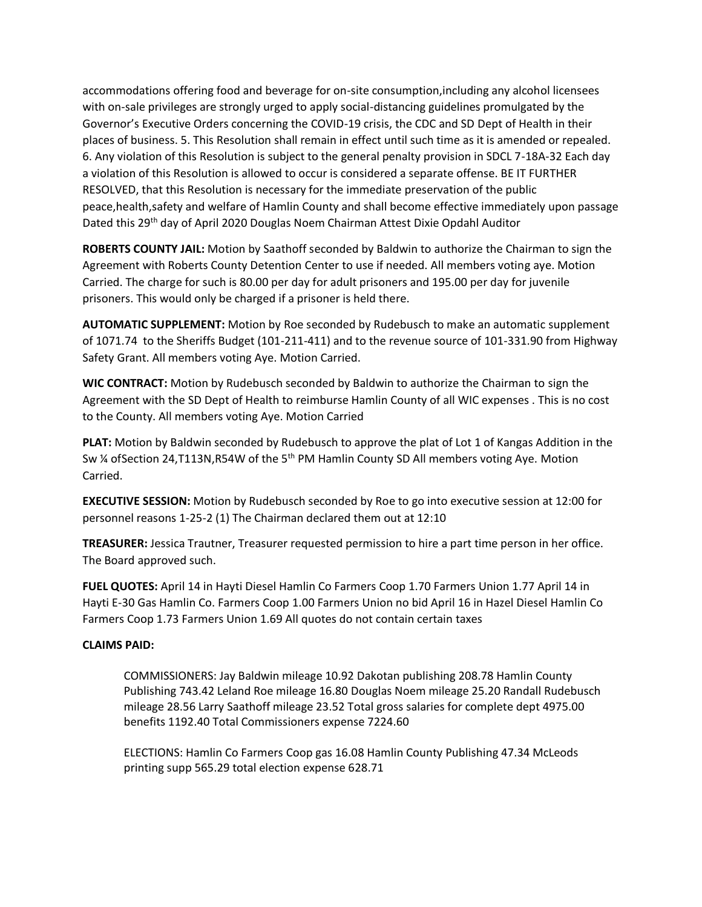accommodations offering food and beverage for on-site consumption,including any alcohol licensees with on-sale privileges are strongly urged to apply social-distancing guidelines promulgated by the Governor's Executive Orders concerning the COVID-19 crisis, the CDC and SD Dept of Health in their places of business. 5. This Resolution shall remain in effect until such time as it is amended or repealed. 6. Any violation of this Resolution is subject to the general penalty provision in SDCL 7-18A-32 Each day a violation of this Resolution is allowed to occur is considered a separate offense. BE IT FURTHER RESOLVED, that this Resolution is necessary for the immediate preservation of the public peace,health,safety and welfare of Hamlin County and shall become effective immediately upon passage Dated this 29th day of April 2020 Douglas Noem Chairman Attest Dixie Opdahl Auditor

**ROBERTS COUNTY JAIL:** Motion by Saathoff seconded by Baldwin to authorize the Chairman to sign the Agreement with Roberts County Detention Center to use if needed. All members voting aye. Motion Carried. The charge for such is 80.00 per day for adult prisoners and 195.00 per day for juvenile prisoners. This would only be charged if a prisoner is held there.

**AUTOMATIC SUPPLEMENT:** Motion by Roe seconded by Rudebusch to make an automatic supplement of 1071.74 to the Sheriffs Budget (101-211-411) and to the revenue source of 101-331.90 from Highway Safety Grant. All members voting Aye. Motion Carried.

**WIC CONTRACT:** Motion by Rudebusch seconded by Baldwin to authorize the Chairman to sign the Agreement with the SD Dept of Health to reimburse Hamlin County of all WIC expenses . This is no cost to the County. All members voting Aye. Motion Carried

**PLAT:** Motion by Baldwin seconded by Rudebusch to approve the plat of Lot 1 of Kangas Addition in the Sw ¼ ofSection 24,T113N,R54W of the 5th PM Hamlin County SD All members voting Aye. Motion Carried.

**EXECUTIVE SESSION:** Motion by Rudebusch seconded by Roe to go into executive session at 12:00 for personnel reasons 1-25-2 (1) The Chairman declared them out at 12:10

**TREASURER:** Jessica Trautner, Treasurer requested permission to hire a part time person in her office. The Board approved such.

**FUEL QUOTES:** April 14 in Hayti Diesel Hamlin Co Farmers Coop 1.70 Farmers Union 1.77 April 14 in Hayti E-30 Gas Hamlin Co. Farmers Coop 1.00 Farmers Union no bid April 16 in Hazel Diesel Hamlin Co Farmers Coop 1.73 Farmers Union 1.69 All quotes do not contain certain taxes

**CLAIMS PAID:**

COMMISSIONERS: Jay Baldwin mileage 10.92 Dakotan publishing 208.78 Hamlin County Publishing 743.42 Leland Roe mileage 16.80 Douglas Noem mileage 25.20 Randall Rudebusch mileage 28.56 Larry Saathoff mileage 23.52 Total gross salaries for complete dept 4975.00 benefits 1192.40 Total Commissioners expense 7224.60

ELECTIONS: Hamlin Co Farmers Coop gas 16.08 Hamlin County Publishing 47.34 McLeods printing supp 565.29 total election expense 628.71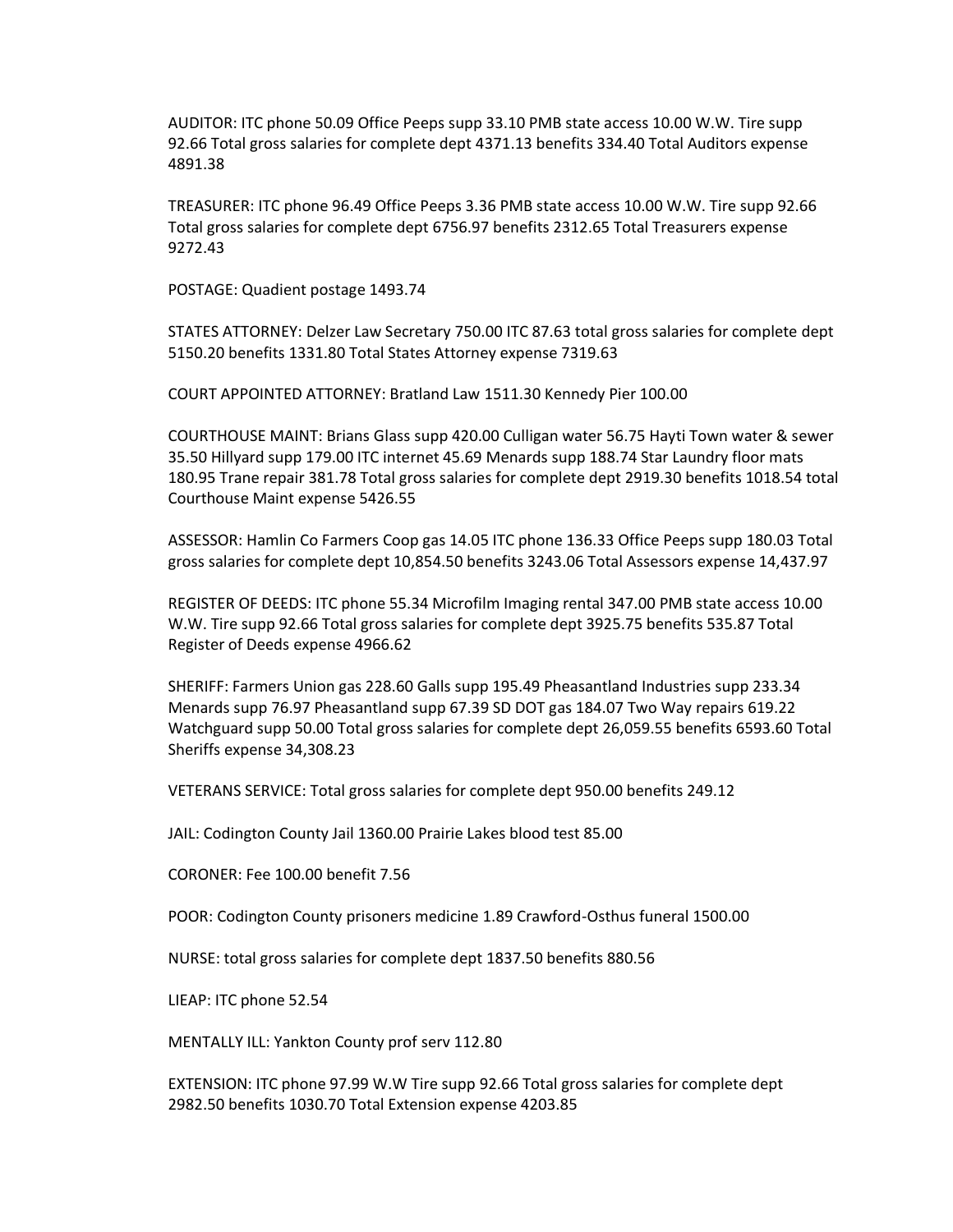AUDITOR: ITC phone 50.09 Office Peeps supp 33.10 PMB state access 10.00 W.W. Tire supp 92.66 Total gross salaries for complete dept 4371.13 benefits 334.40 Total Auditors expense 4891.38

TREASURER: ITC phone 96.49 Office Peeps 3.36 PMB state access 10.00 W.W. Tire supp 92.66 Total gross salaries for complete dept 6756.97 benefits 2312.65 Total Treasurers expense 9272.43

POSTAGE: Quadient postage 1493.74

STATES ATTORNEY: Delzer Law Secretary 750.00 ITC 87.63 total gross salaries for complete dept 5150.20 benefits 1331.80 Total States Attorney expense 7319.63

COURT APPOINTED ATTORNEY: Bratland Law 1511.30 Kennedy Pier 100.00

COURTHOUSE MAINT: Brians Glass supp 420.00 Culligan water 56.75 Hayti Town water & sewer 35.50 Hillyard supp 179.00 ITC internet 45.69 Menards supp 188.74 Star Laundry floor mats 180.95 Trane repair 381.78 Total gross salaries for complete dept 2919.30 benefits 1018.54 total Courthouse Maint expense 5426.55

ASSESSOR: Hamlin Co Farmers Coop gas 14.05 ITC phone 136.33 Office Peeps supp 180.03 Total gross salaries for complete dept 10,854.50 benefits 3243.06 Total Assessors expense 14,437.97

REGISTER OF DEEDS: ITC phone 55.34 Microfilm Imaging rental 347.00 PMB state access 10.00 W.W. Tire supp 92.66 Total gross salaries for complete dept 3925.75 benefits 535.87 Total Register of Deeds expense 4966.62

SHERIFF: Farmers Union gas 228.60 Galls supp 195.49 Pheasantland Industries supp 233.34 Menards supp 76.97 Pheasantland supp 67.39 SD DOT gas 184.07 Two Way repairs 619.22 Watchguard supp 50.00 Total gross salaries for complete dept 26,059.55 benefits 6593.60 Total Sheriffs expense 34,308.23

VETERANS SERVICE: Total gross salaries for complete dept 950.00 benefits 249.12

JAIL: Codington County Jail 1360.00 Prairie Lakes blood test 85.00

CORONER: Fee 100.00 benefit 7.56

POOR: Codington County prisoners medicine 1.89 Crawford-Osthus funeral 1500.00

NURSE: total gross salaries for complete dept 1837.50 benefits 880.56

LIEAP: ITC phone 52.54

MENTALLY ILL: Yankton County prof serv 112.80

EXTENSION: ITC phone 97.99 W.W Tire supp 92.66 Total gross salaries for complete dept 2982.50 benefits 1030.70 Total Extension expense 4203.85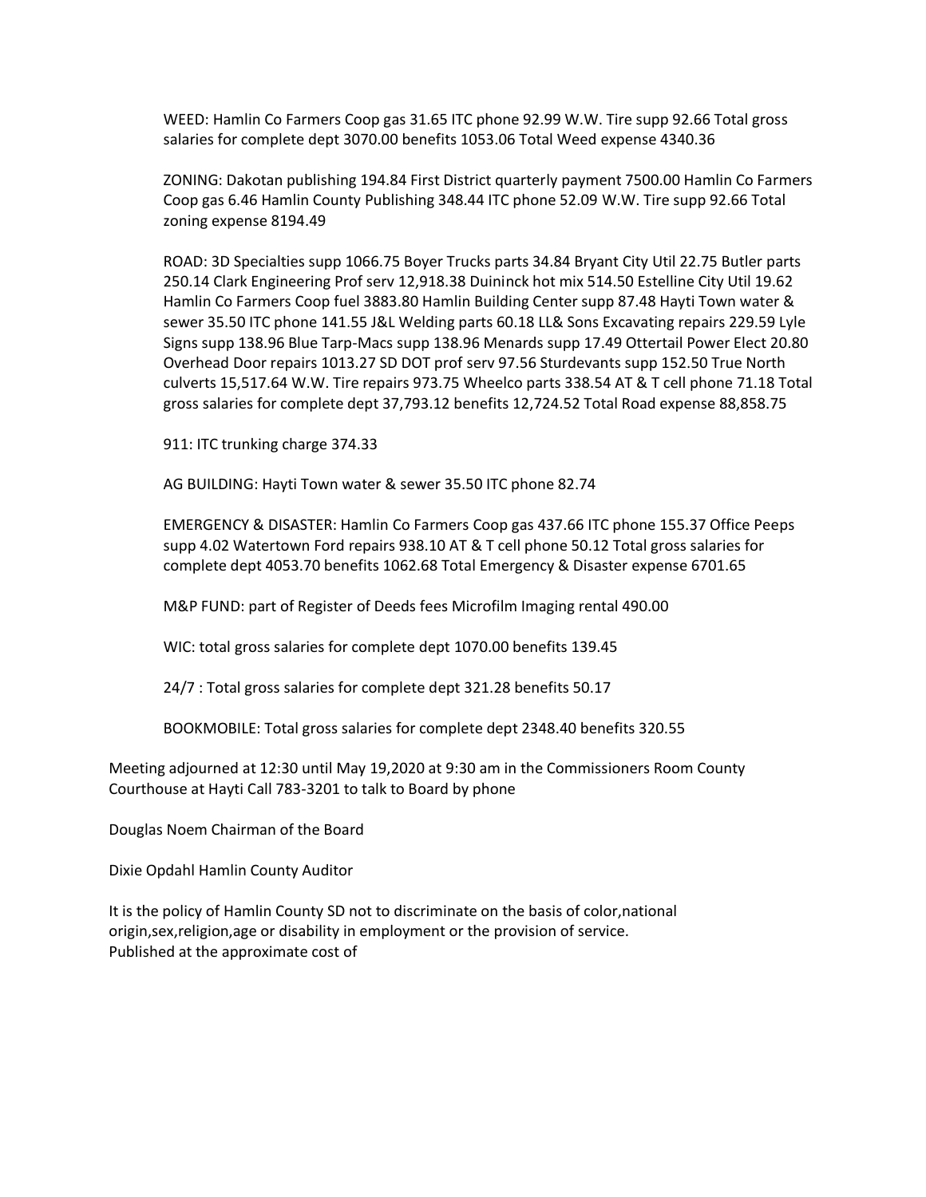WEED: Hamlin Co Farmers Coop gas 31.65 ITC phone 92.99 W.W. Tire supp 92.66 Total gross salaries for complete dept 3070.00 benefits 1053.06 Total Weed expense 4340.36

ZONING: Dakotan publishing 194.84 First District quarterly payment 7500.00 Hamlin Co Farmers Coop gas 6.46 Hamlin County Publishing 348.44 ITC phone 52.09 W.W. Tire supp 92.66 Total zoning expense 8194.49

ROAD: 3D Specialties supp 1066.75 Boyer Trucks parts 34.84 Bryant City Util 22.75 Butler parts 250.14 Clark Engineering Prof serv 12,918.38 Duininck hot mix 514.50 Estelline City Util 19.62 Hamlin Co Farmers Coop fuel 3883.80 Hamlin Building Center supp 87.48 Hayti Town water & sewer 35.50 ITC phone 141.55 J&L Welding parts 60.18 LL& Sons Excavating repairs 229.59 Lyle Signs supp 138.96 Blue Tarp-Macs supp 138.96 Menards supp 17.49 Ottertail Power Elect 20.80 Overhead Door repairs 1013.27 SD DOT prof serv 97.56 Sturdevants supp 152.50 True North culverts 15,517.64 W.W. Tire repairs 973.75 Wheelco parts 338.54 AT & T cell phone 71.18 Total gross salaries for complete dept 37,793.12 benefits 12,724.52 Total Road expense 88,858.75

911: ITC trunking charge 374.33

AG BUILDING: Hayti Town water & sewer 35.50 ITC phone 82.74

EMERGENCY & DISASTER: Hamlin Co Farmers Coop gas 437.66 ITC phone 155.37 Office Peeps supp 4.02 Watertown Ford repairs 938.10 AT & T cell phone 50.12 Total gross salaries for complete dept 4053.70 benefits 1062.68 Total Emergency & Disaster expense 6701.65

M&P FUND: part of Register of Deeds fees Microfilm Imaging rental 490.00

WIC: total gross salaries for complete dept 1070.00 benefits 139.45

24/7 : Total gross salaries for complete dept 321.28 benefits 50.17

BOOKMOBILE: Total gross salaries for complete dept 2348.40 benefits 320.55

Meeting adjourned at 12:30 until May 19,2020 at 9:30 am in the Commissioners Room County Courthouse at Hayti Call 783-3201 to talk to Board by phone

Douglas Noem Chairman of the Board

Dixie Opdahl Hamlin County Auditor

It is the policy of Hamlin County SD not to discriminate on the basis of color,national origin,sex,religion,age or disability in employment or the provision of service.
Published at the approximate cost of